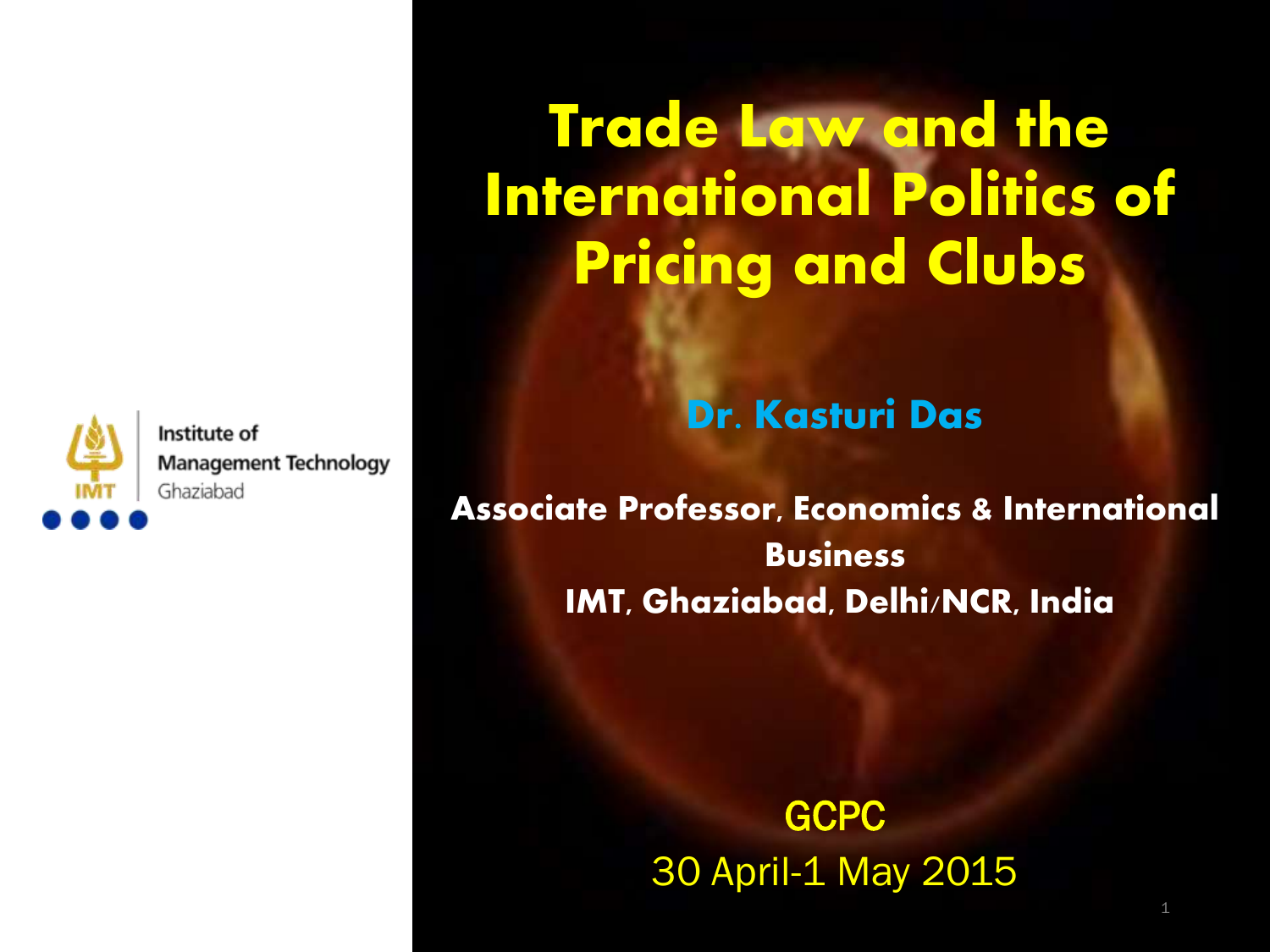# Trade Law and the International Politics of Pricing and Clubs

Institute of Management Technology Ghaziabad

**Dr. Kasturi Das**

**Associate Professor, Economics & International Business**
**IMT, Ghaziabad, Delhi/NCR, India**

GCPC
30 April-1 May 2015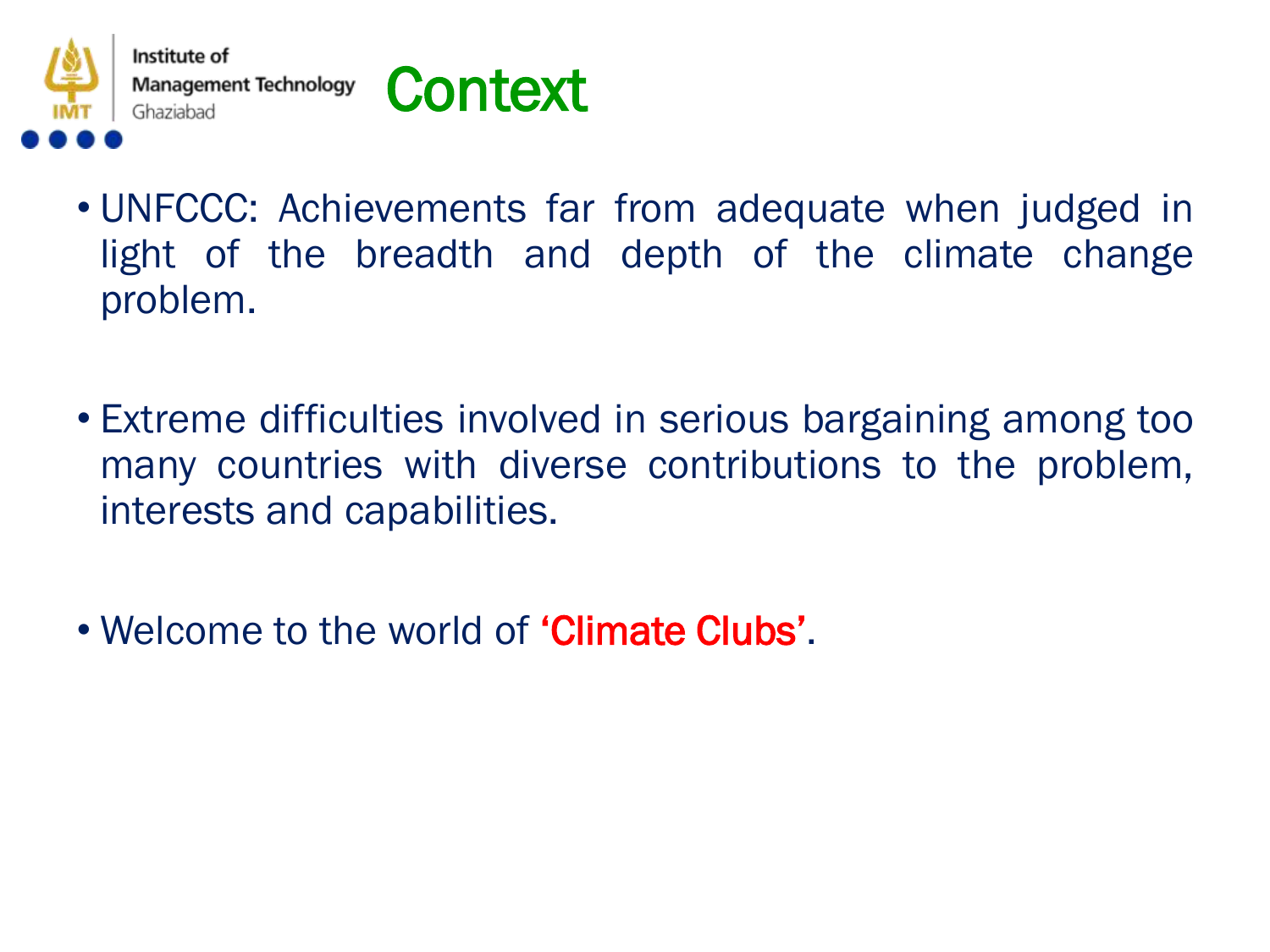# Context

- UNFCCC: Achievements far from adequate when judged in light of the breadth and depth of the climate change problem.

- Extreme difficulties involved in serious bargaining among too many countries with diverse contributions to the problem, interests and capabilities.

- Welcome to the world of 'Climate Clubs'.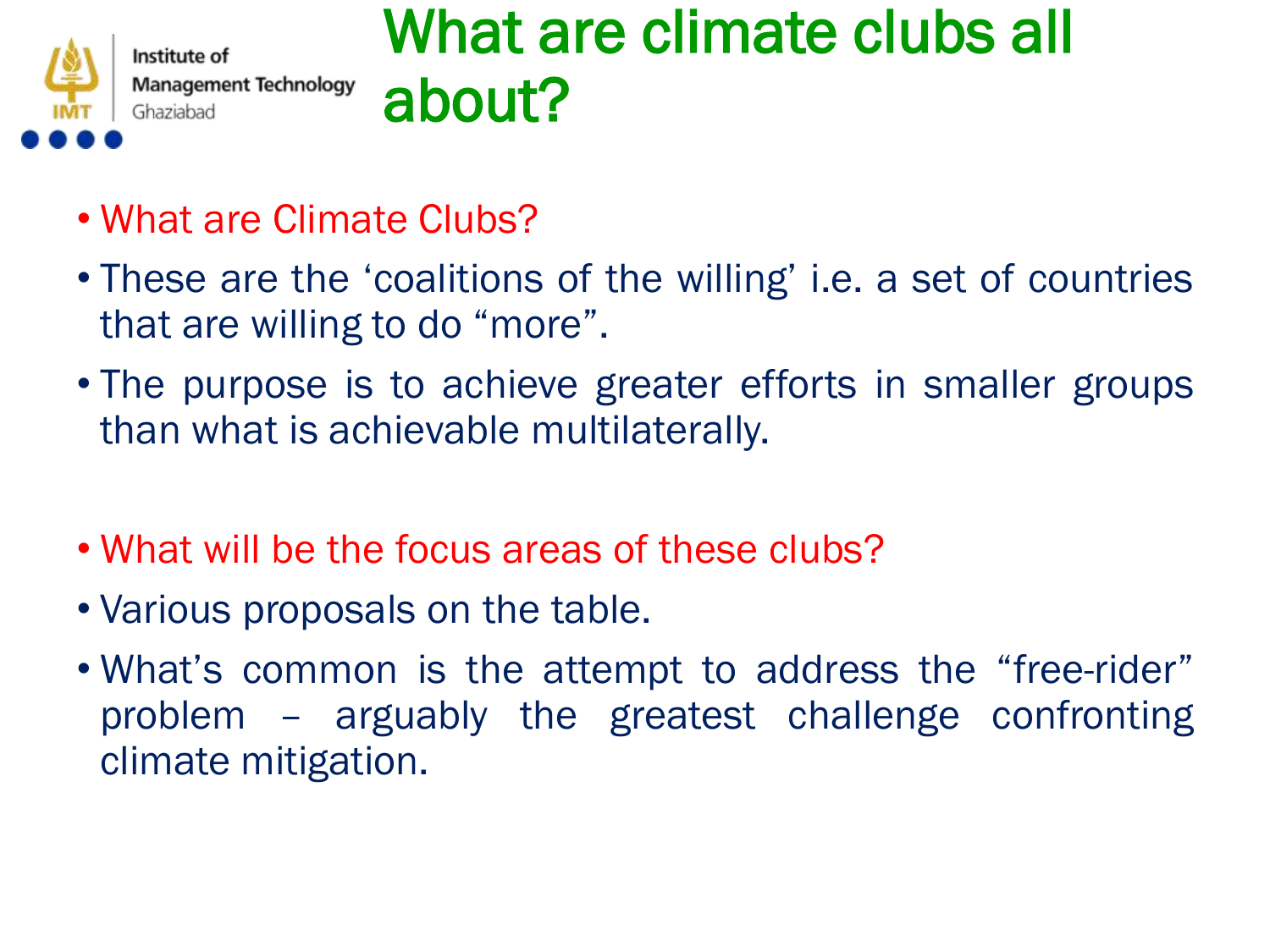# What are climate clubs all about?

- What are Climate Clubs?
- These are the 'coalitions of the willing' i.e. a set of countries that are willing to do "more".
- The purpose is to achieve greater efforts in smaller groups than what is achievable multilaterally.

- What will be the focus areas of these clubs?
- Various proposals on the table.
- What's common is the attempt to address the "free-rider" problem – arguably the greatest challenge confronting climate mitigation.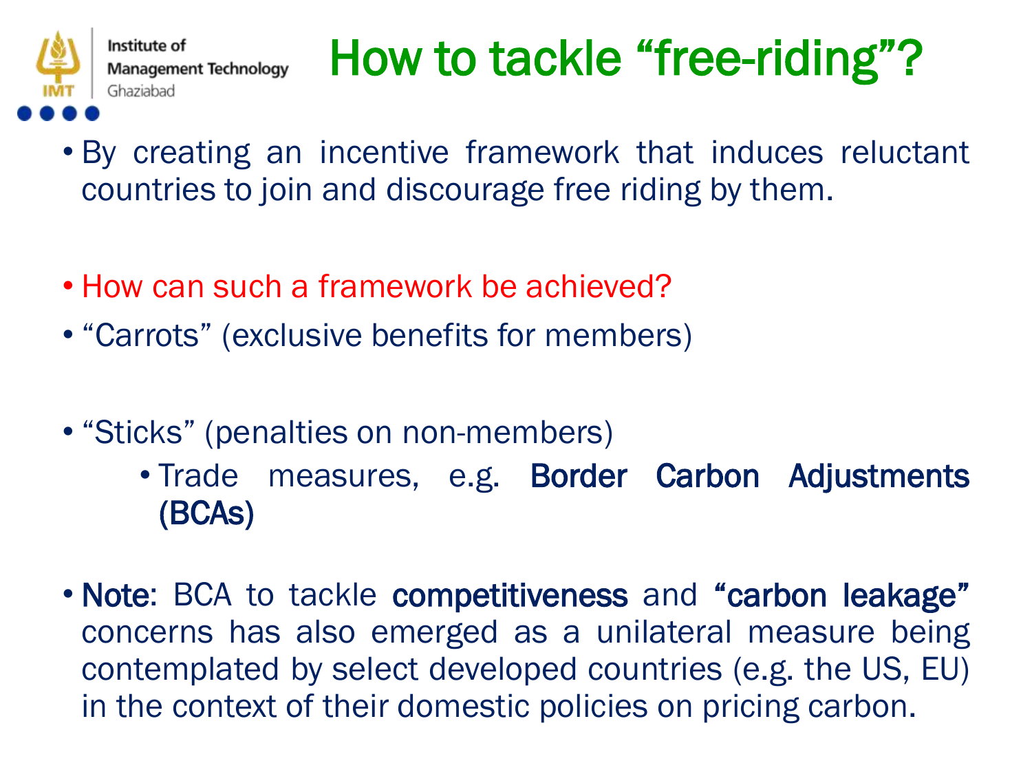# How to tackle "free-riding"?

- By creating an incentive framework that induces reluctant countries to join and discourage free riding by them.

- How can such a framework be achieved?
- "Carrots" (exclusive benefits for members)

- "Sticks" (penalties on non-members)
  - Trade measures, e.g. **Border Carbon Adjustments (BCAs)**

- **Note**: BCA to tackle **competitiveness** and **"carbon leakage"** concerns has also emerged as a unilateral measure being contemplated by select developed countries (e.g. the US, EU) in the context of their domestic policies on pricing carbon.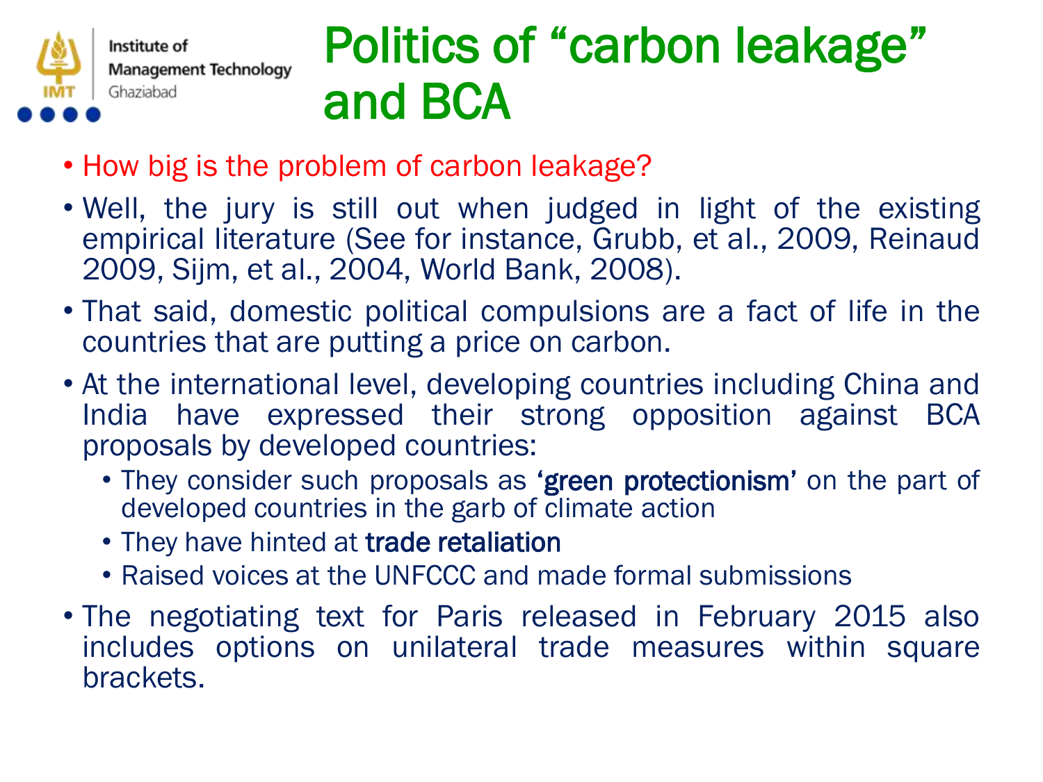# Politics of "carbon leakage" and BCA

- How big is the problem of carbon leakage?
- Well, the jury is still out when judged in light of the existing empirical literature (See for instance, Grubb, et al., 2009, Reinaud 2009, Sijm, et al., 2004, World Bank, 2008).
- That said, domestic political compulsions are a fact of life in the countries that are putting a price on carbon.
- At the international level, developing countries including China and India have expressed their strong opposition against BCA proposals by developed countries:
  - They consider such proposals as **'green protectionism'** on the part of developed countries in the garb of climate action
  - They have hinted at **trade retaliation**
  - Raised voices at the UNFCCC and made formal submissions
- The negotiating text for Paris released in February 2015 also includes options on unilateral trade measures within square brackets.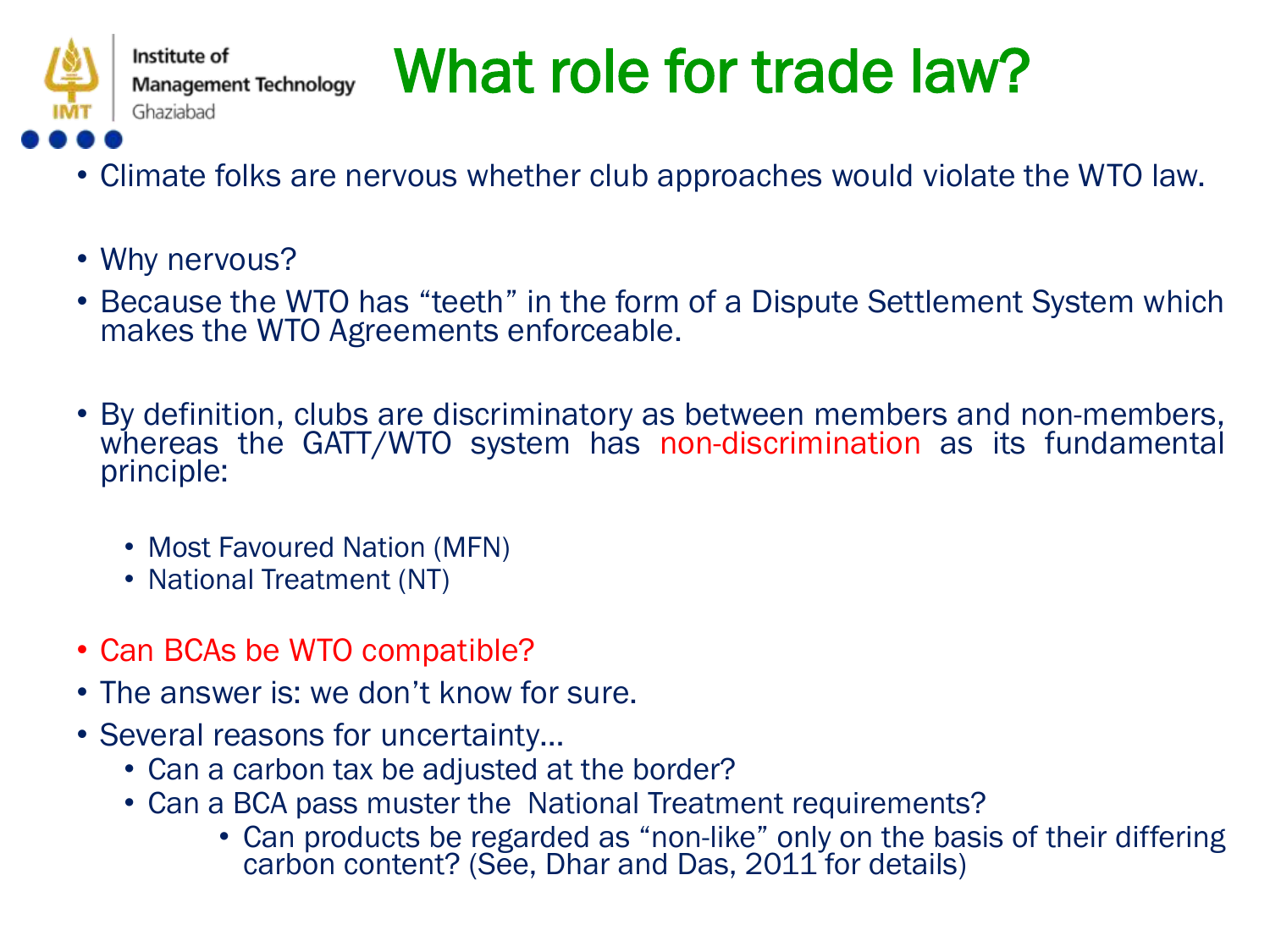# What role for trade law?

- Climate folks are nervous whether club approaches would violate the WTO law.
- Why nervous?
- Because the WTO has "teeth" in the form of a Dispute Settlement System which makes the WTO Agreements enforceable.
- By definition, clubs are discriminatory as between members and non-members, whereas the GATT/WTO system has non-discrimination as its fundamental principle:
  - Most Favoured Nation (MFN)
  - National Treatment (NT)
- Can BCAs be WTO compatible?
- The answer is: we don't know for sure.
- Several reasons for uncertainty…
  - Can a carbon tax be adjusted at the border?
  - Can a BCA pass muster the National Treatment requirements?
    - Can products be regarded as "non-like" only on the basis of their differing carbon content? (See, Dhar and Das, 2011 for details)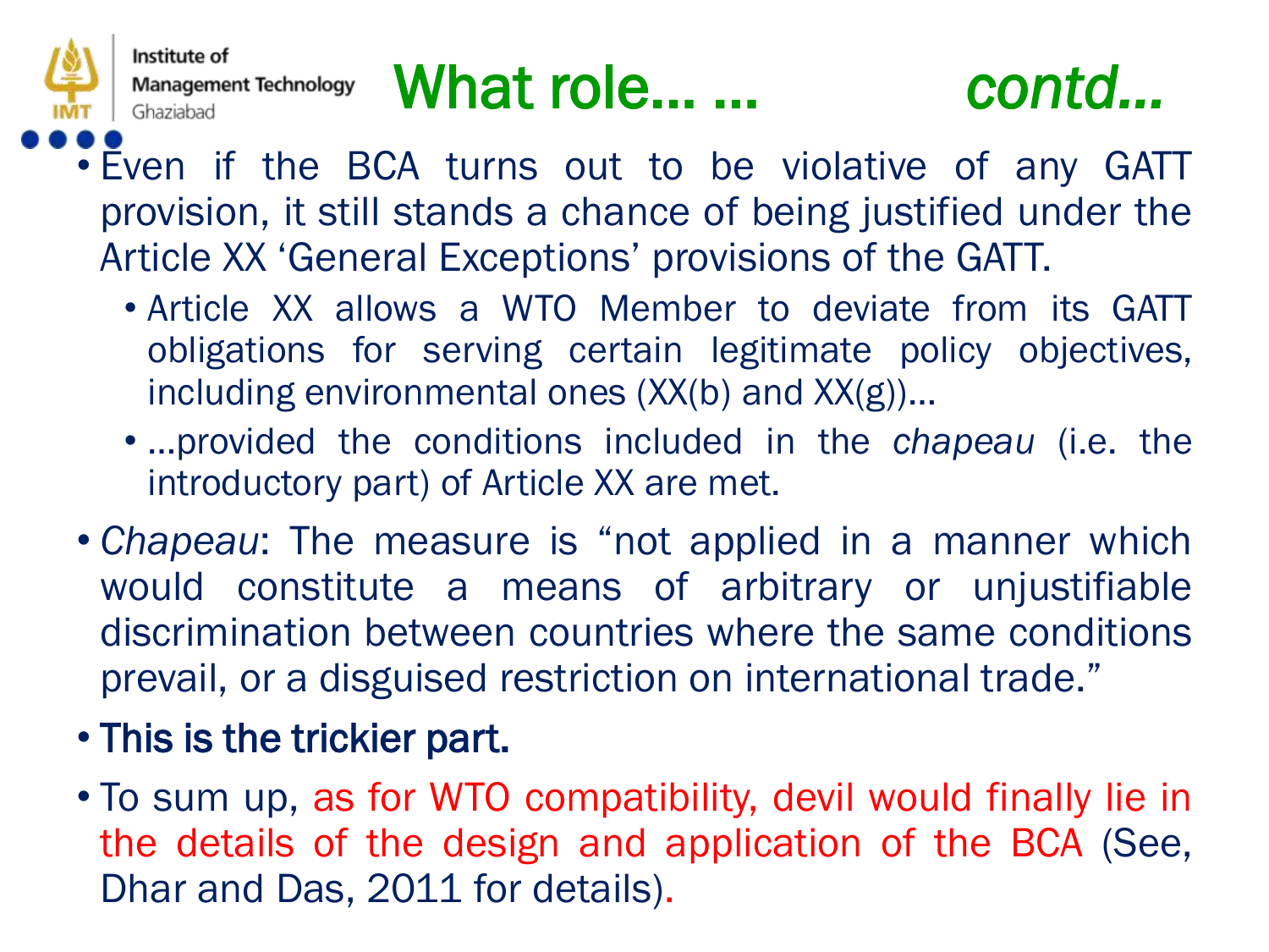# What role… … *contd…*

- Even if the BCA turns out to be violative of any GATT provision, it still stands a chance of being justified under the Article XX 'General Exceptions' provisions of the GATT.
  - Article XX allows a WTO Member to deviate from its GATT obligations for serving certain legitimate policy objectives, including environmental ones (XX(b) and XX(g))…
  - …provided the conditions included in the *chapeau* (i.e. the introductory part) of Article XX are met.
- *Chapeau*: The measure is "not applied in a manner which would constitute a means of arbitrary or unjustifiable discrimination between countries where the same conditions prevail, or a disguised restriction on international trade."
- **This is the trickier part.**
- To sum up, as for WTO compatibility, devil would finally lie in the details of the design and application of the BCA (See, Dhar and Das, 2011 for details).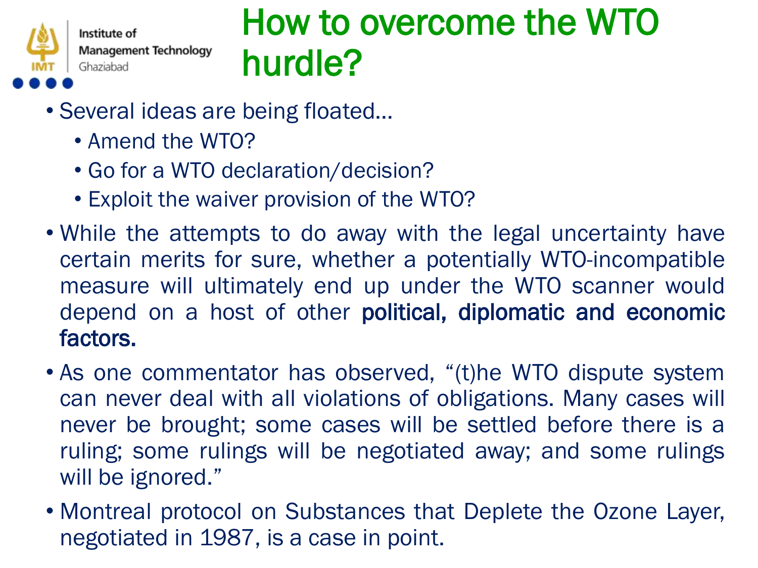# How to overcome the WTO hurdle?

- Several ideas are being floated…
  - Amend the WTO?
  - Go for a WTO declaration/decision?
  - Exploit the waiver provision of the WTO?
- While the attempts to do away with the legal uncertainty have certain merits for sure, whether a potentially WTO-incompatible measure will ultimately end up under the WTO scanner would depend on a host of other **political, diplomatic and economic factors.**
- As one commentator has observed, "(t)he WTO dispute system can never deal with all violations of obligations. Many cases will never be brought; some cases will be settled before there is a ruling; some rulings will be negotiated away; and some rulings will be ignored."
- Montreal protocol on Substances that Deplete the Ozone Layer, negotiated in 1987, is a case in point.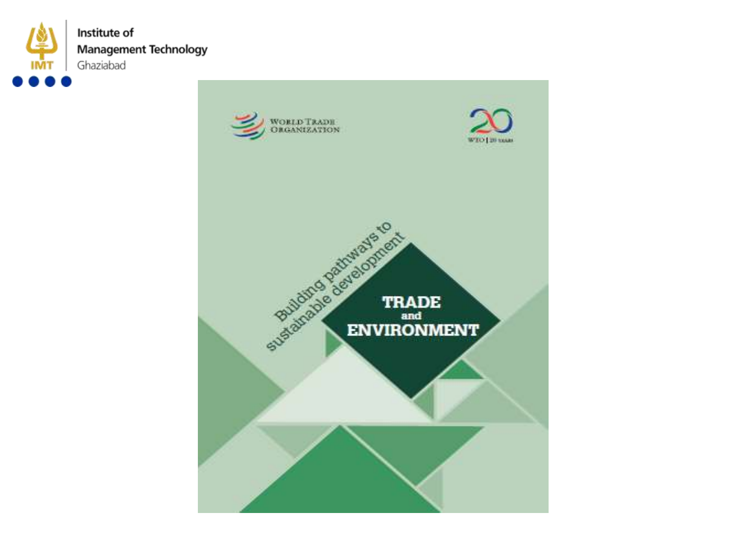Institute of
Management Technology
Ghaziabad

WORLD TRADE ORGANIZATION

WTO | 20 YEARS

Building pathways to sustainable development

# TRADE and ENVIRONMENT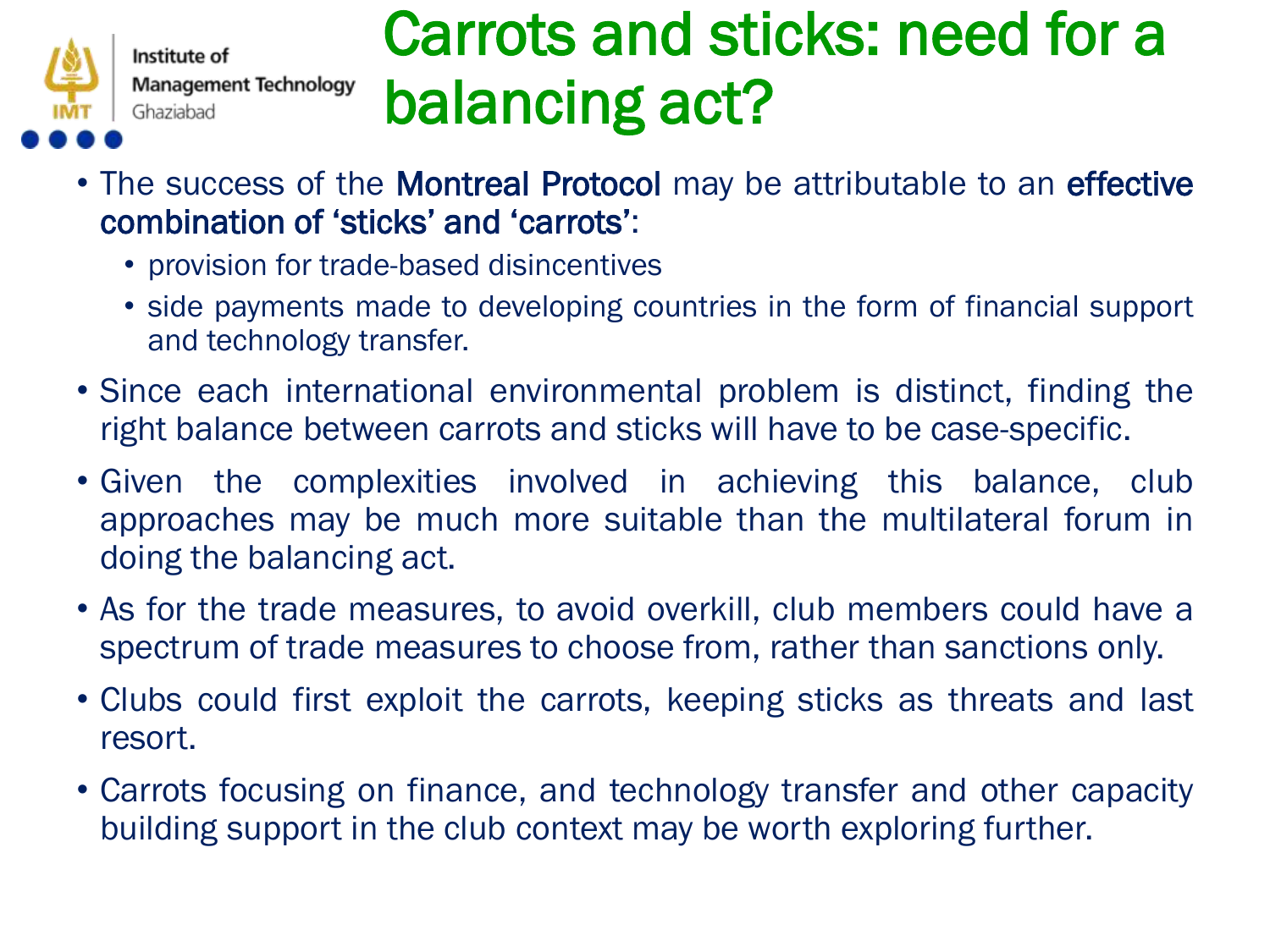# Carrots and sticks: need for a balancing act?

- The success of the Montreal Protocol may be attributable to an effective combination of 'sticks' and 'carrots':
  - provision for trade-based disincentives
  - side payments made to developing countries in the form of financial support and technology transfer.
- Since each international environmental problem is distinct, finding the right balance between carrots and sticks will have to be case-specific.
- Given the complexities involved in achieving this balance, club approaches may be much more suitable than the multilateral forum in doing the balancing act.
- As for the trade measures, to avoid overkill, club members could have a spectrum of trade measures to choose from, rather than sanctions only.
- Clubs could first exploit the carrots, keeping sticks as threats and last resort.
- Carrots focusing on finance, and technology transfer and other capacity building support in the club context may be worth exploring further.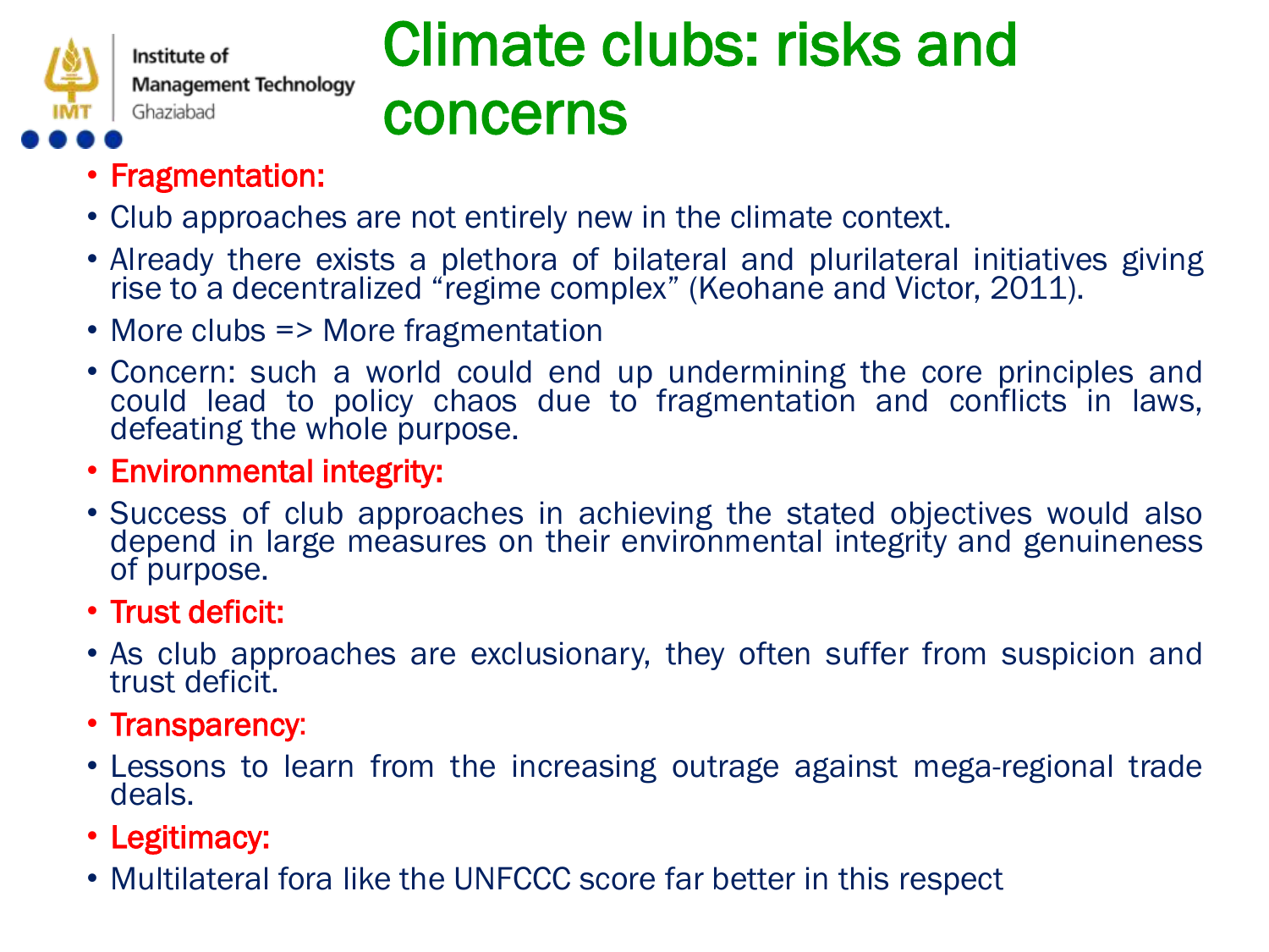# Climate clubs: risks and concerns

- **Fragmentation:**
- Club approaches are not entirely new in the climate context.
- Already there exists a plethora of bilateral and plurilateral initiatives giving rise to a decentralized "regime complex" (Keohane and Victor, 2011).
- More clubs => More fragmentation
- Concern: such a world could end up undermining the core principles and could lead to policy chaos due to fragmentation and conflicts in laws, defeating the whole purpose.
- **Environmental integrity:**
- Success of club approaches in achieving the stated objectives would also depend in large measures on their environmental integrity and genuineness of purpose.
- **Trust deficit:**
- As club approaches are exclusionary, they often suffer from suspicion and trust deficit.
- **Transparency:**
- Lessons to learn from the increasing outrage against mega-regional trade deals.
- **Legitimacy:**
- Multilateral fora like the UNFCCC score far better in this respect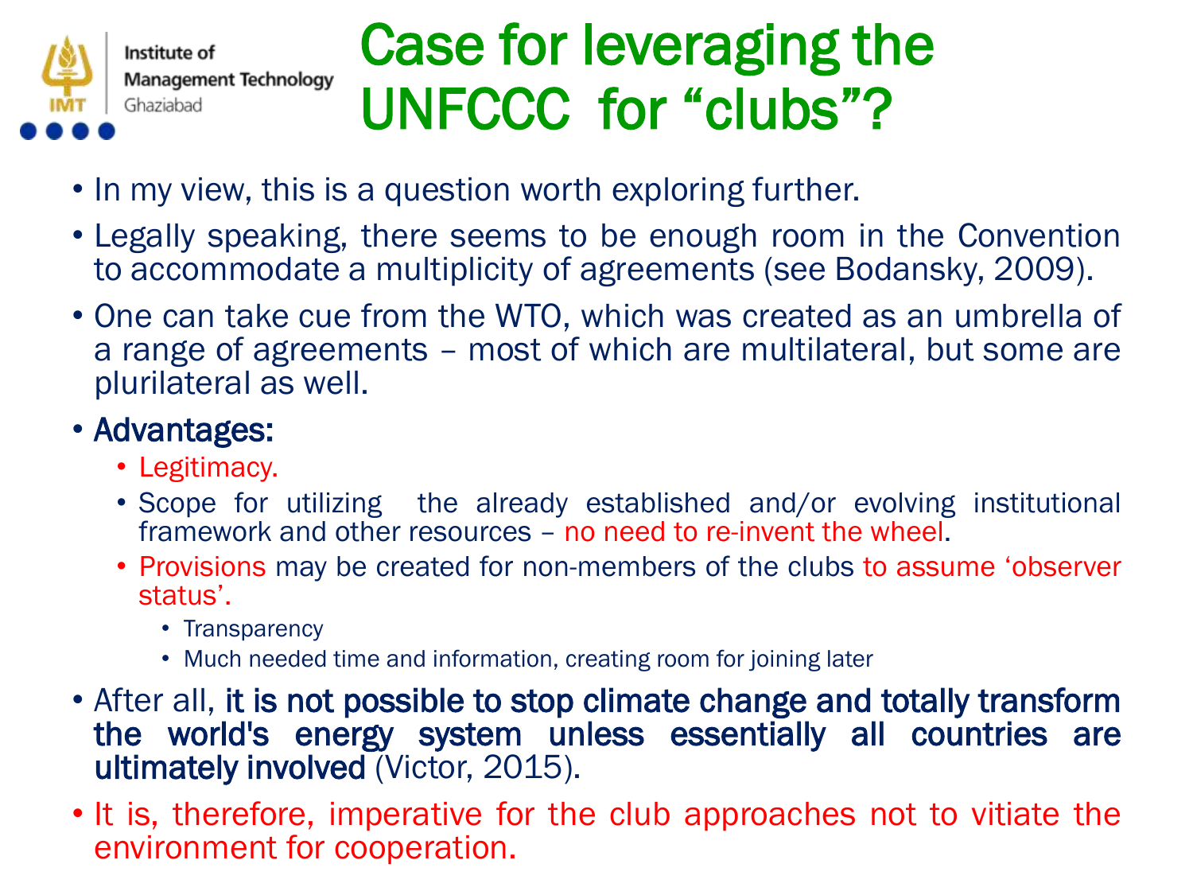# Case for leveraging the UNFCCC for "clubs"?

- In my view, this is a question worth exploring further.
- Legally speaking, there seems to be enough room in the Convention to accommodate a multiplicity of agreements (see Bodansky, 2009).
- One can take cue from the WTO, which was created as an umbrella of a range of agreements – most of which are multilateral, but some are plurilateral as well.
- **Advantages:**
  - Legitimacy.
  - Scope for utilizing the already established and/or evolving institutional framework and other resources – no need to re-invent the wheel.
  - Provisions may be created for non-members of the clubs to assume 'observer status'.
    - Transparency
    - Much needed time and information, creating room for joining later
- After all, **it is not possible to stop climate change and totally transform the world's energy system unless essentially all countries are ultimately involved** (Victor, 2015).
- It is, therefore, imperative for the club approaches not to vitiate the environment for cooperation.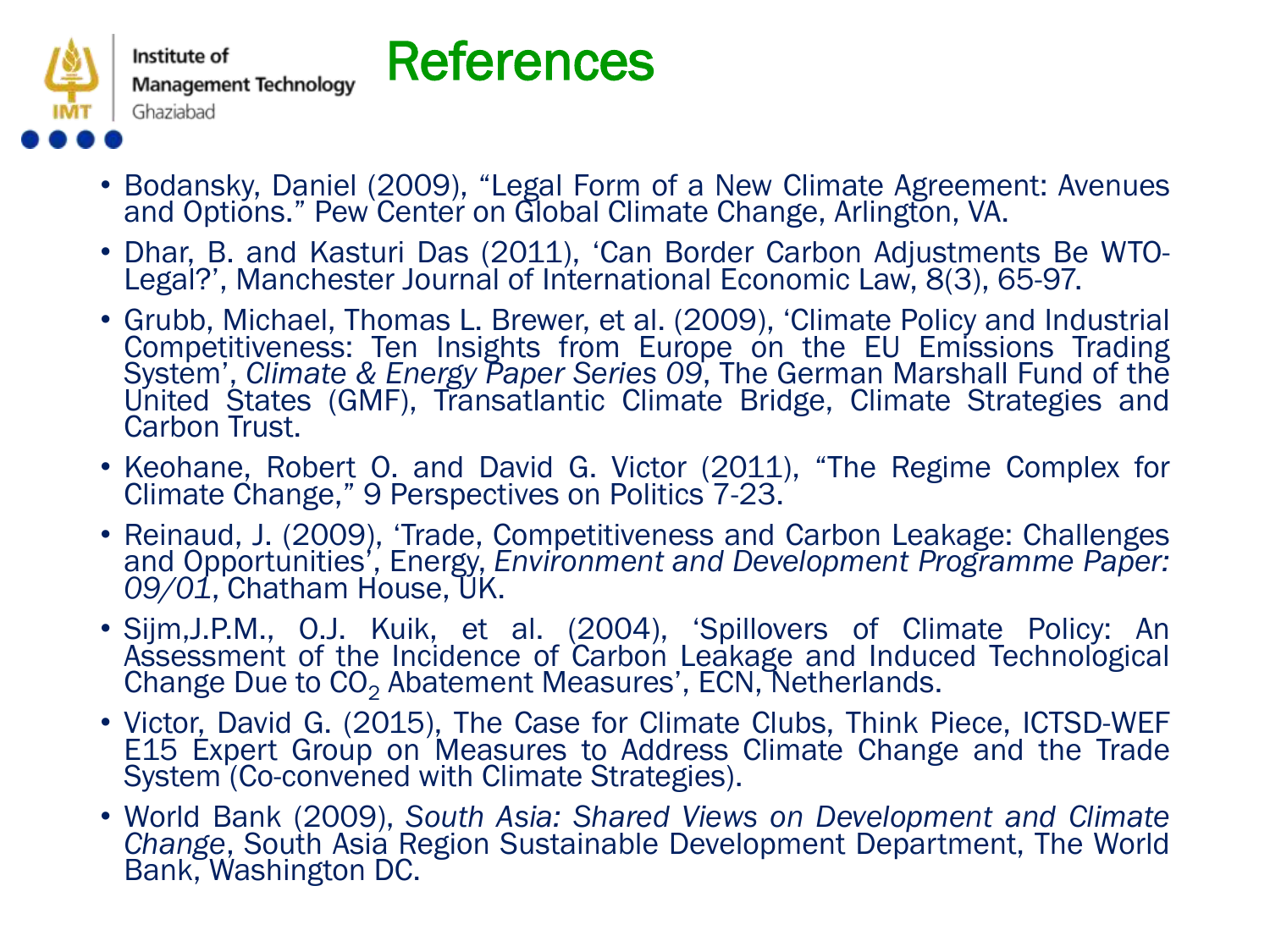# References

- Bodansky, Daniel (2009), “Legal Form of a New Climate Agreement: Avenues and Options.” Pew Center on Global Climate Change, Arlington, VA.
- Dhar, B. and Kasturi Das (2011), ‘Can Border Carbon Adjustments Be WTO-Legal?’, Manchester Journal of International Economic Law, 8(3), 65-97.
- Grubb, Michael, Thomas L. Brewer, et al. (2009), ‘Climate Policy and Industrial Competitiveness: Ten Insights from Europe on the EU Emissions Trading System’, *Climate & Energy Paper Series 09*, The German Marshall Fund of the United States (GMF), Transatlantic Climate Bridge, Climate Strategies and Carbon Trust.
- Keohane, Robert O. and David G. Victor (2011), “The Regime Complex for Climate Change,” 9 Perspectives on Politics 7-23.
- Reinaud, J. (2009), ‘Trade, Competitiveness and Carbon Leakage: Challenges and Opportunities’, Energy, *Environment and Development Programme Paper: 09/01*, Chatham House, UK.
- Sijm,J.P.M., O.J. Kuik, et al. (2004), ‘Spillovers of Climate Policy: An Assessment of the Incidence of Carbon Leakage and Induced Technological Change Due to $CO_2$ Abatement Measures’, ECN, Netherlands.
- Victor, David G. (2015), The Case for Climate Clubs, Think Piece, ICTSD-WEF E15 Expert Group on Measures to Address Climate Change and the Trade System (Co-convened with Climate Strategies).
- World Bank (2009), *South Asia: Shared Views on Development and Climate Change*, South Asia Region Sustainable Development Department, The World Bank, Washington DC.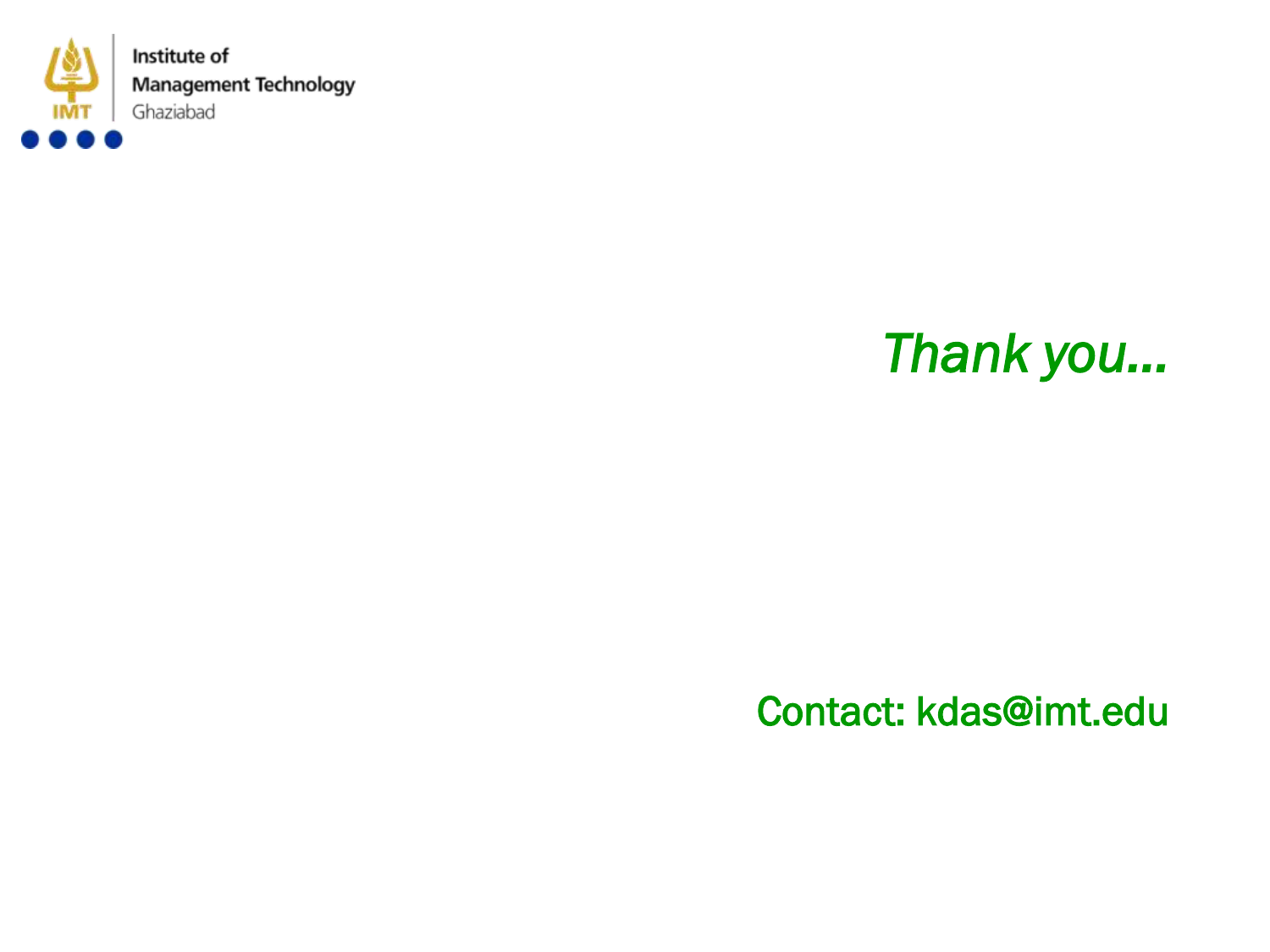Institute of
Management Technology
Ghaziabad

*Thank you…*

Contact: kdas@imt.edu